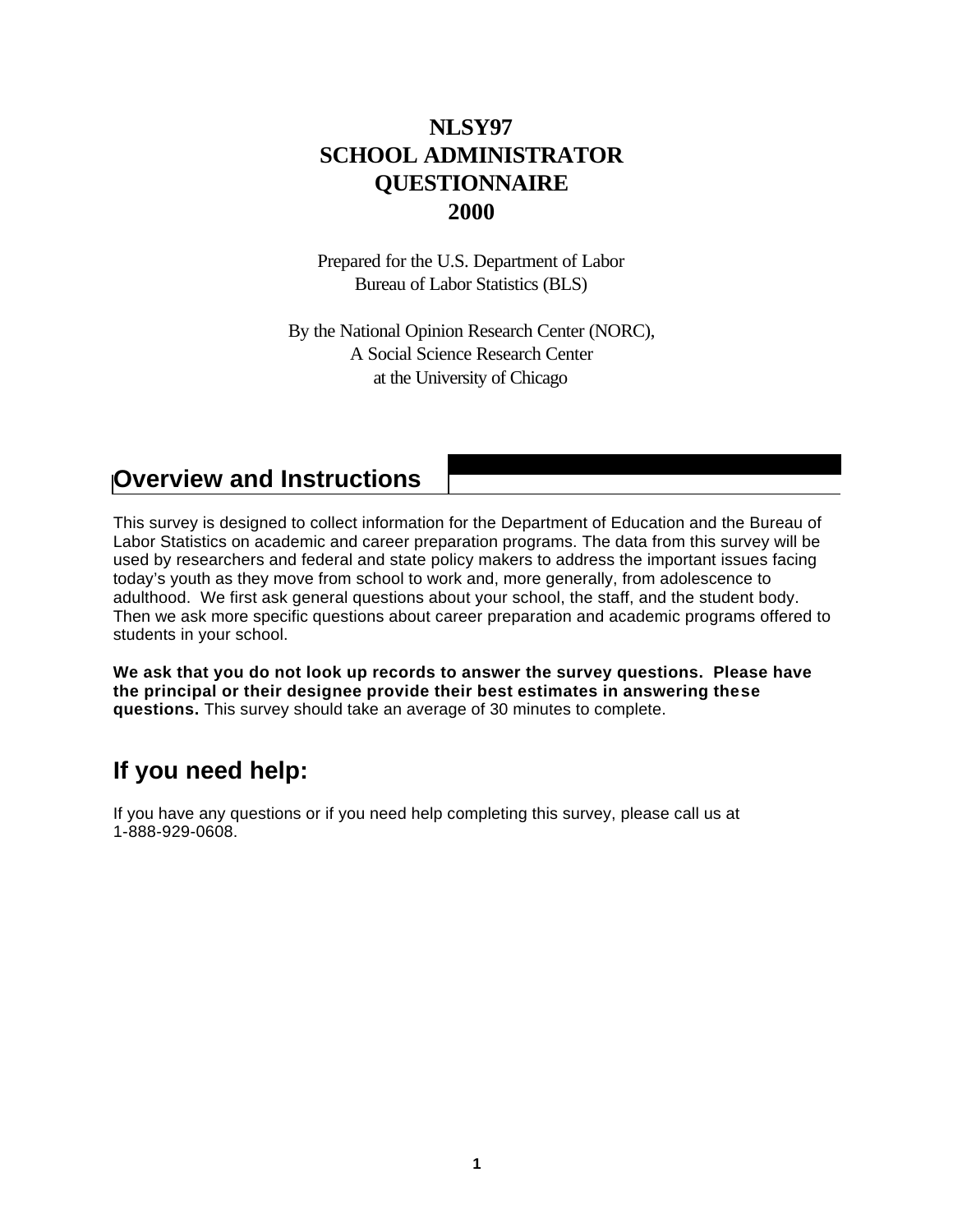# NLSY97
# SCHOOL ADMINISTRATOR QUESTIONNAIRE
# 2000

Prepared for the U.S. Department of Labor
Bureau of Labor Statistics (BLS)

By the National Opinion Research Center (NORC),
A Social Science Research Center
at the University of Chicago

## Overview and Instructions

This survey is designed to collect information for the Department of Education and the Bureau of Labor Statistics on academic and career preparation programs. The data from this survey will be used by researchers and federal and state policy makers to address the important issues facing today's youth as they move from school to work and, more generally, from adolescence to adulthood. We first ask general questions about your school, the staff, and the student body. Then we ask more specific questions about career preparation and academic programs offered to students in your school.

**We ask that you do not look up records to answer the survey questions. Please have the principal or their designee provide their best estimates in answering these questions.** This survey should take an average of 30 minutes to complete.

## If you need help:

If you have any questions or if you need help completing this survey, please call us at 1-888-929-0608.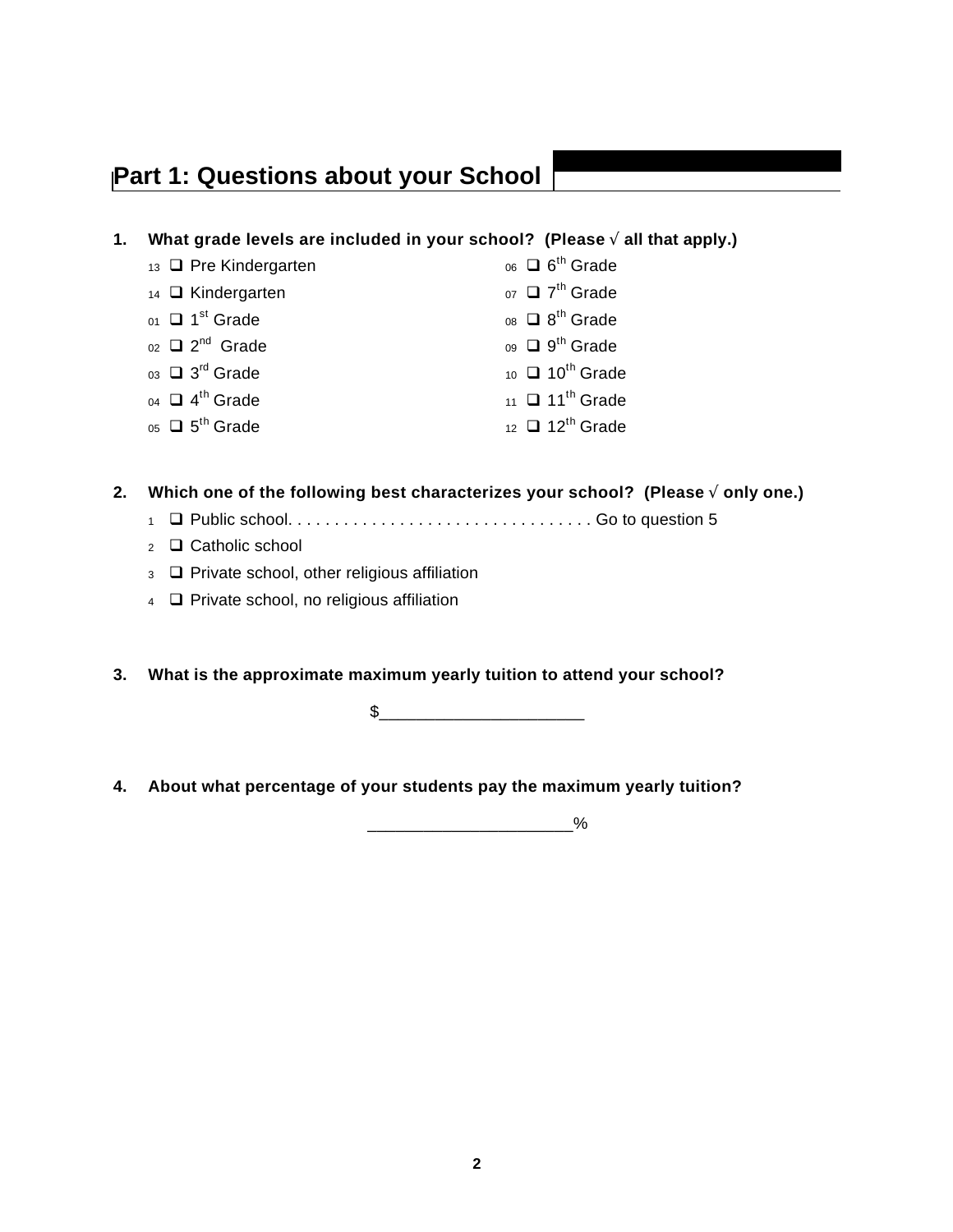## Part 1: Questions about your School

**1. What grade levels are included in your school? (Please √ all that apply.)**

13 ❑ Pre Kindergarten
14 ❑ Kindergarten
01 ❑ 1st Grade
02 ❑ 2nd Grade
03 ❑ 3rd Grade
04 ❑ 4th Grade
05 ❑ 5th Grade
06 ❑ 6th Grade
07 ❑ 7th Grade
08 ❑ 8th Grade
09 ❑ 9th Grade
10 ❑ 10th Grade
11 ❑ 11th Grade
12 ❑ 12th Grade

**2. Which one of the following best characterizes your school? (Please √ only one.)**

1 ❑ Public school. . . . . . . . . . . . . . . . . . . . . . . . . . . . . . . . Go to question 5
2 ❑ Catholic school
3 ❑ Private school, other religious affiliation
4 ❑ Private school, no religious affiliation

**3. What is the approximate maximum yearly tuition to attend your school?**

$_____________________

**4. About what percentage of your students pay the maximum yearly tuition?**

_____________________%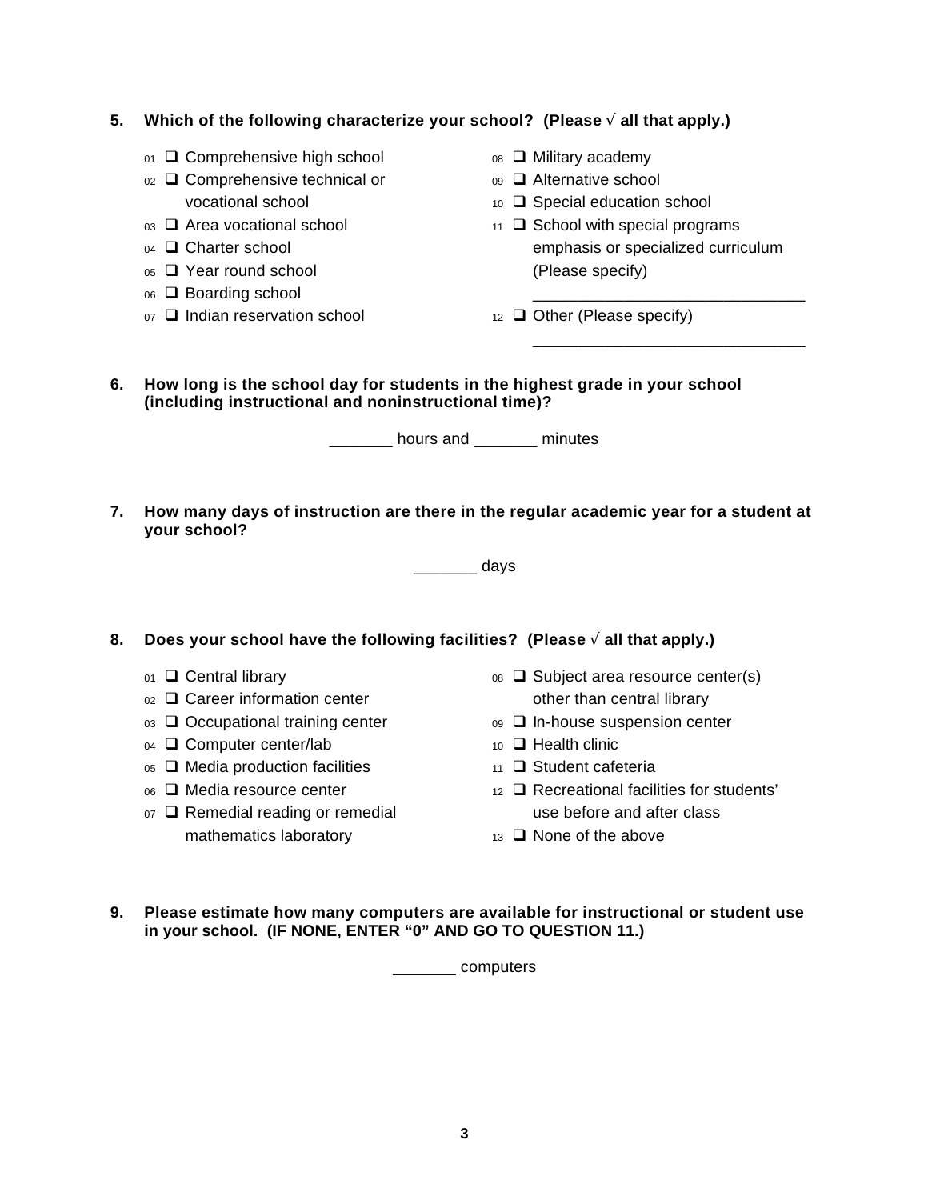**5. Which of the following characterize your school? (Please √ all that apply.)**

- 01 ❑ Comprehensive high school
- 02 ❑ Comprehensive technical or vocational school
- 03 ❑ Area vocational school
- 04 ❑ Charter school
- 05 ❑ Year round school
- 06 ❑ Boarding school
- 07 ❑ Indian reservation school
- 08 ❑ Military academy
- 09 ❑ Alternative school
- 10 ❑ Special education school
- 11 ❑ School with special programs emphasis or specialized curriculum (Please specify) ______________________________
- 12 ❑ Other (Please specify) ______________________________

**6. How long is the school day for students in the highest grade in your school (including instructional and noninstructional time)?**

_______ hours and _______ minutes

**7. How many days of instruction are there in the regular academic year for a student at your school?**

_______ days

**8. Does your school have the following facilities? (Please √ all that apply.)**

- 01 ❑ Central library
- 02 ❑ Career information center
- 03 ❑ Occupational training center
- 04 ❑ Computer center/lab
- 05 ❑ Media production facilities
- 06 ❑ Media resource center
- 07 ❑ Remedial reading or remedial mathematics laboratory
- 08 ❑ Subject area resource center(s) other than central library
- 09 ❑ In-house suspension center
- 10 ❑ Health clinic
- 11 ❑ Student cafeteria
- 12 ❑ Recreational facilities for students' use before and after class
- 13 ❑ None of the above

**9. Please estimate how many computers are available for instructional or student use in your school. (IF NONE, ENTER "0" AND GO TO QUESTION 11.)**

_______ computers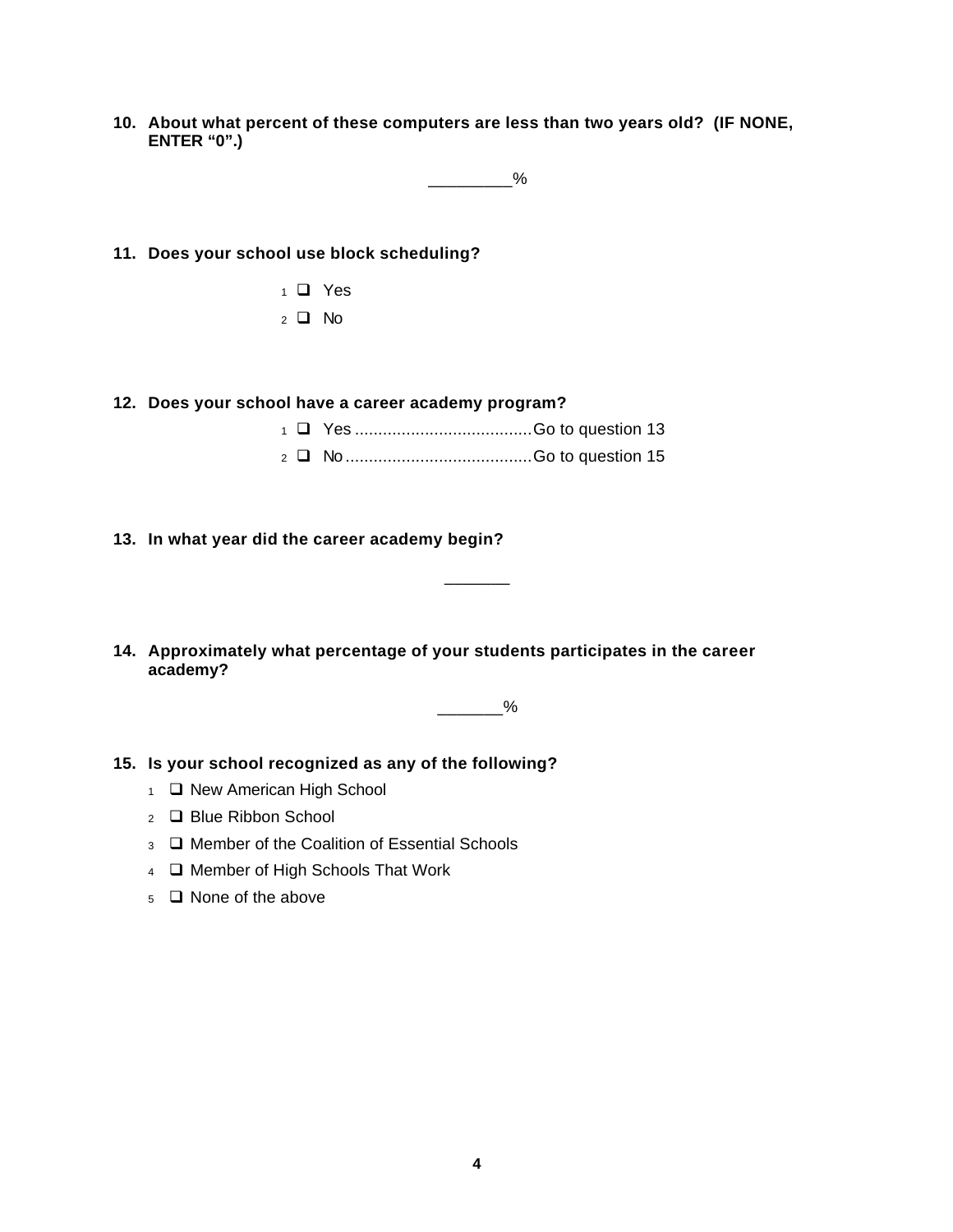**10. About what percent of these computers are less than two years old? (IF NONE, ENTER "0".)**

________%

**11. Does your school use block scheduling?**

1 ❑ Yes

2 ❑ No

**12. Does your school have a career academy program?**

1 ❑ Yes ......................................Go to question 13

2 ❑ No........................................Go to question 15

**13. In what year did the career academy begin?**

_______

**14. Approximately what percentage of your students participates in the career academy?**

_______%

**15. Is your school recognized as any of the following?**

1 ❑ New American High School

2 ❑ Blue Ribbon School

3 ❑ Member of the Coalition of Essential Schools

4 ❑ Member of High Schools That Work

5 ❑ None of the above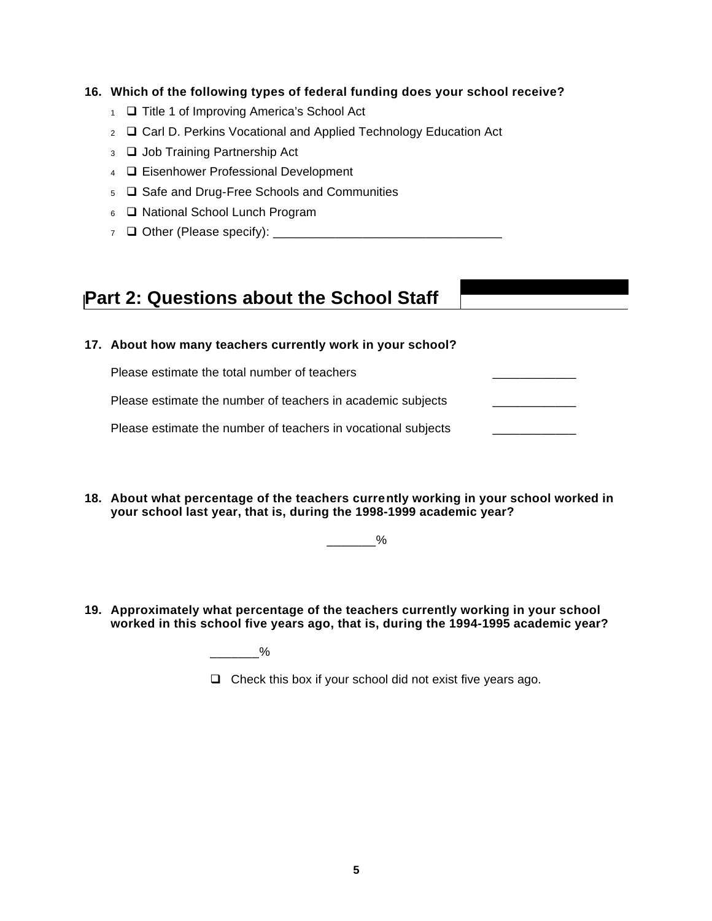**16. Which of the following types of federal funding does your school receive?**

1 ❑ Title 1 of Improving America's School Act

2 ❑ Carl D. Perkins Vocational and Applied Technology Education Act

3 ❑ Job Training Partnership Act

4 ❑ Eisenhower Professional Development

5 ❑ Safe and Drug-Free Schools and Communities

6 ❑ National School Lunch Program

7 ❑ Other (Please specify): ________________________________

## Part 2: Questions about the School Staff

**17. About how many teachers currently work in your school?**

Please estimate the total number of teachers ____________

Please estimate the number of teachers in academic subjects ____________

Please estimate the number of teachers in vocational subjects ____________

**18. About what percentage of the teachers currently working in your school worked in your school last year, that is, during the 1998-1999 academic year?**

_______%

**19. Approximately what percentage of the teachers currently working in your school worked in this school five years ago, that is, during the 1994-1995 academic year?**

_______%

❑ Check this box if your school did not exist five years ago.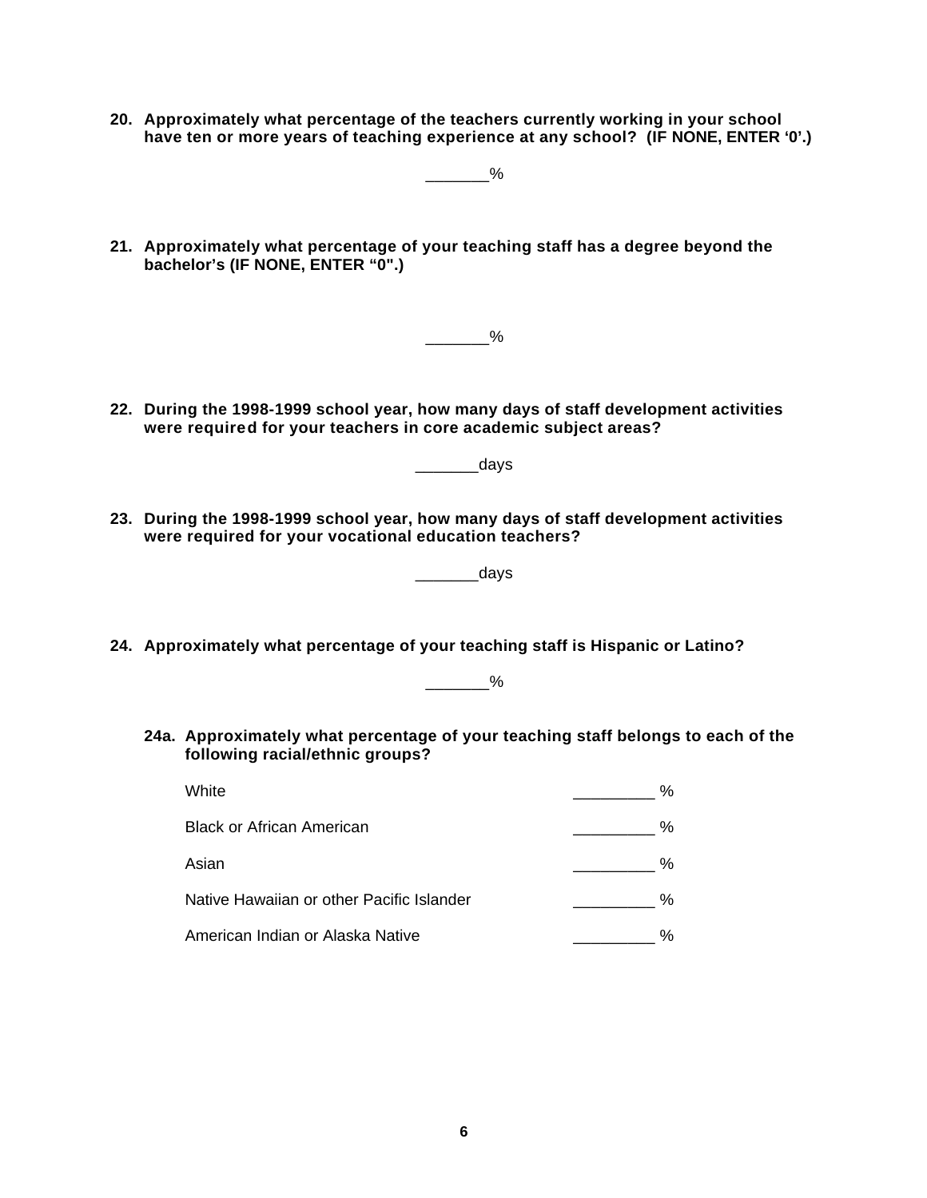**20. Approximately what percentage of the teachers currently working in your school have ten or more years of teaching experience at any school? (IF NONE, ENTER '0'.)**

_______%

**21. Approximately what percentage of your teaching staff has a degree beyond the bachelor's (IF NONE, ENTER "0".)**

_______%

**22. During the 1998-1999 school year, how many days of staff development activities were required for your teachers in core academic subject areas?**

_______days

**23. During the 1998-1999 school year, how many days of staff development activities were required for your vocational education teachers?**

_______days

**24. Approximately what percentage of your teaching staff is Hispanic or Latino?**

_______%

**24a. Approximately what percentage of your teaching staff belongs to each of the following racial/ethnic groups?**

| | |
|---|---|
| White | _________ % |
| Black or African American | _________ % |
| Asian | _________ % |
| Native Hawaiian or other Pacific Islander | _________ % |
| American Indian or Alaska Native | _________ % |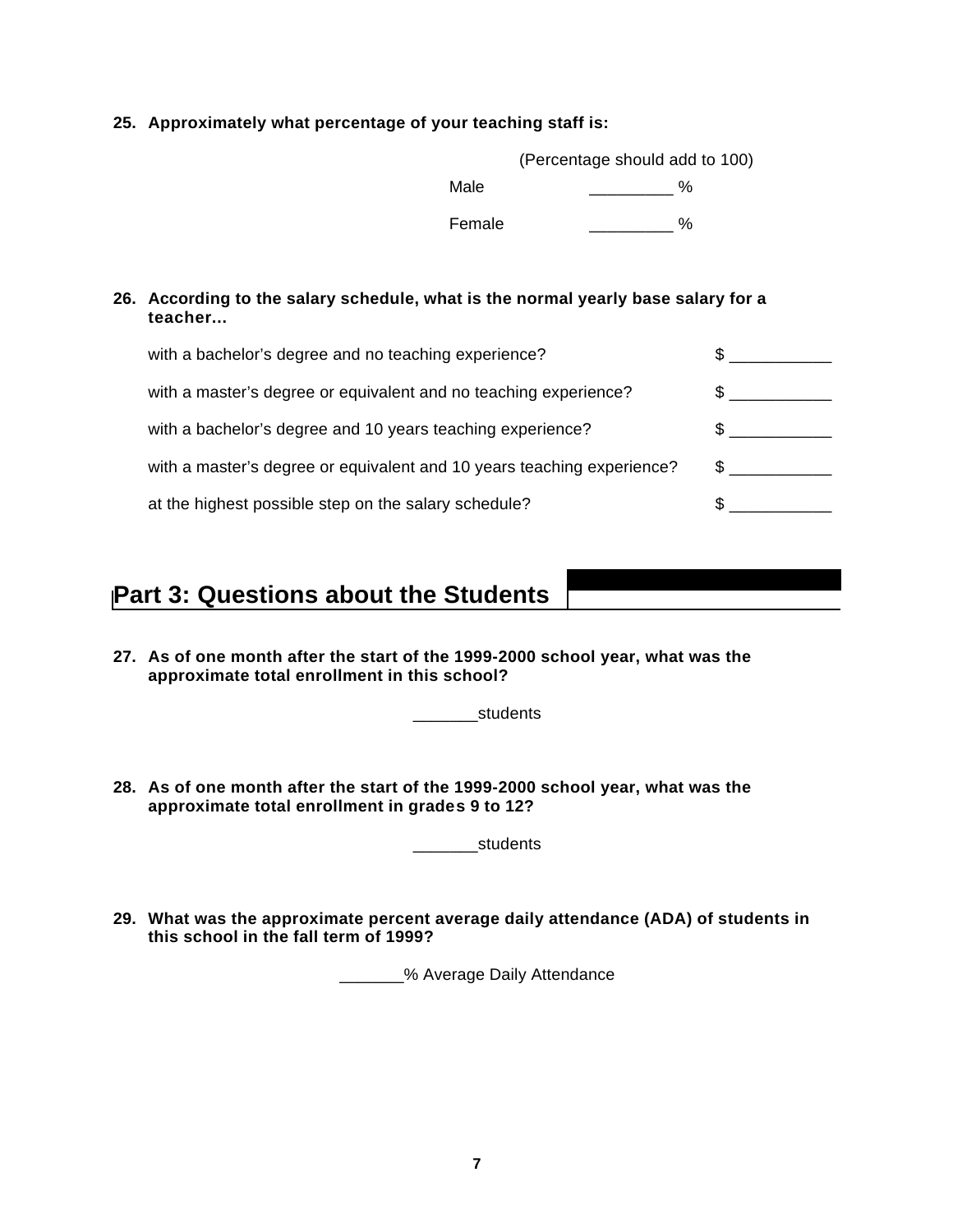**25. Approximately what percentage of your teaching staff is:**

(Percentage should add to 100)

Male _________ %

Female _________ %

**26. According to the salary schedule, what is the normal yearly base salary for a teacher...**

| | |
|---|---|
| with a bachelor's degree and no teaching experience? | $ ___________ |
| with a master's degree or equivalent and no teaching experience? | $ ___________ |
| with a bachelor's degree and 10 years teaching experience? | $ ___________ |
| with a master's degree or equivalent and 10 years teaching experience? | $ ___________ |
| at the highest possible step on the salary schedule? | $ ___________ |

## Part 3: Questions about the Students

**27. As of one month after the start of the 1999-2000 school year, what was the approximate total enrollment in this school?**

_______students

**28. As of one month after the start of the 1999-2000 school year, what was the approximate total enrollment in grades 9 to 12?**

_______students

**29. What was the approximate percent average daily attendance (ADA) of students in this school in the fall term of 1999?**

_______% Average Daily Attendance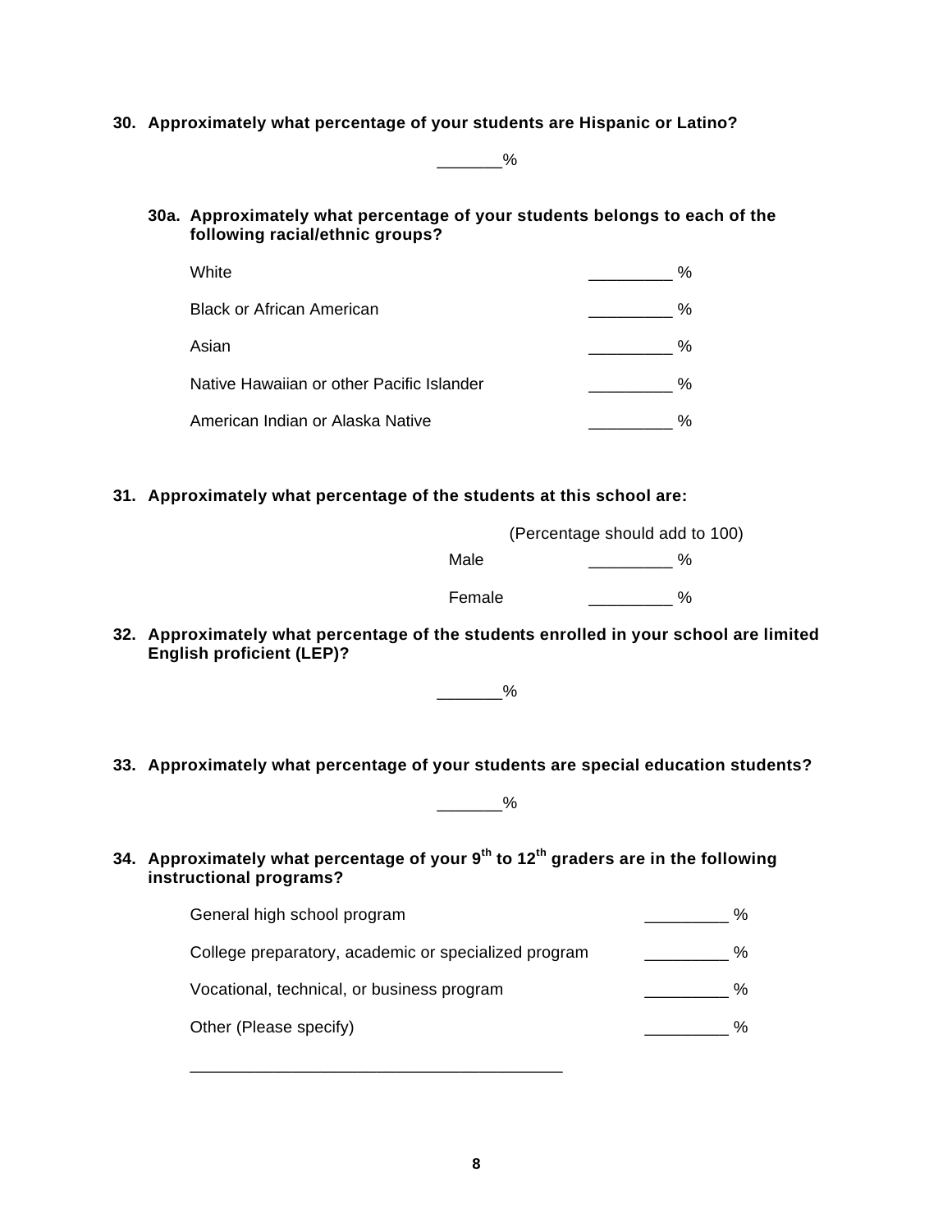**30. Approximately what percentage of your students are Hispanic or Latino?**

_______%

**30a. Approximately what percentage of your students belongs to each of the following racial/ethnic groups?**

| | |
|---|---|
| White | _________ % |
| Black or African American | _________ % |
| Asian | _________ % |
| Native Hawaiian or other Pacific Islander | _________ % |
| American Indian or Alaska Native | _________ % |

**31. Approximately what percentage of the students at this school are:**

(Percentage should add to 100)

| | |
|---|---|
| Male | _________ % |
| Female | _________ % |

**32. Approximately what percentage of the students enrolled in your school are limited English proficient (LEP)?**

_______%

**33. Approximately what percentage of your students are special education students?**

_______%

**34. Approximately what percentage of your 9th to 12th graders are in the following instructional programs?**

| | |
|---|---|
| General high school program | _________ % |
| College preparatory, academic or specialized program | _________ % |
| Vocational, technical, or business program | _________ % |
| Other (Please specify) | _________ % |

________________________________________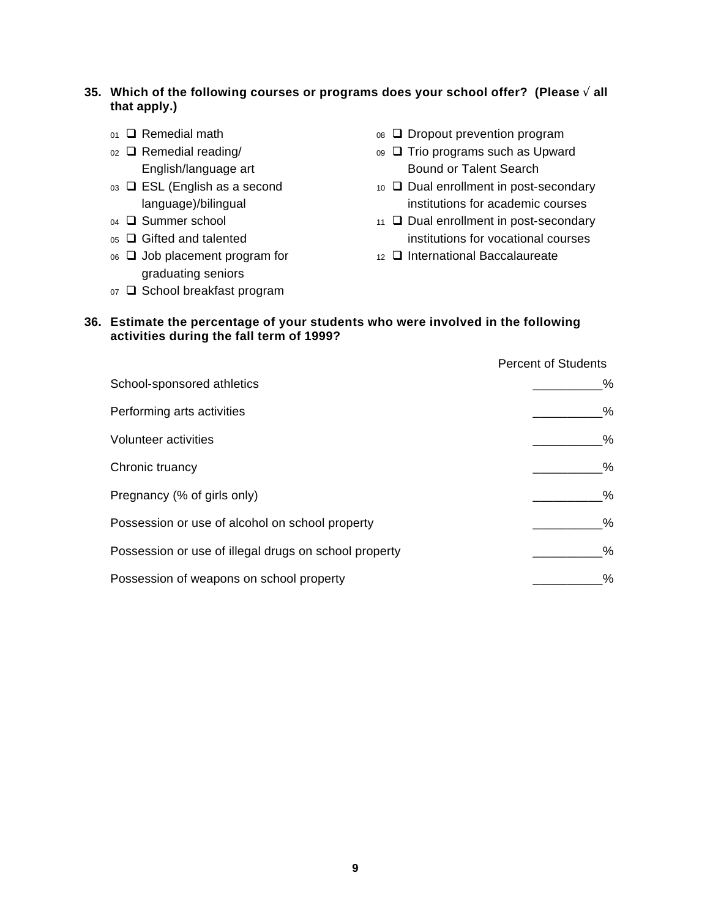**35. Which of the following courses or programs does your school offer? (Please √ all that apply.)**

- 01 ❑ Remedial math
- 02 ❑ Remedial reading/English/language art
- 03 ❑ ESL (English as a second language)/bilingual
- 04 ❑ Summer school
- 05 ❑ Gifted and talented
- 06 ❑ Job placement program for graduating seniors
- 07 ❑ School breakfast program
- 08 ❑ Dropout prevention program
- 09 ❑ Trio programs such as Upward Bound or Talent Search
- 10 ❑ Dual enrollment in post-secondary institutions for academic courses
- 11 ❑ Dual enrollment in post-secondary institutions for vocational courses
- 12 ❑ International Baccalaureate

**36. Estimate the percentage of your students who were involved in the following activities during the fall term of 1999?**

| | Percent of Students |
|---|---|
| School-sponsored athletics | __________% |
| Performing arts activities | __________% |
| Volunteer activities | __________% |
| Chronic truancy | __________% |
| Pregnancy (% of girls only) | __________% |
| Possession or use of alcohol on school property | __________% |
| Possession or use of illegal drugs on school property | __________% |
| Possession of weapons on school property | __________% |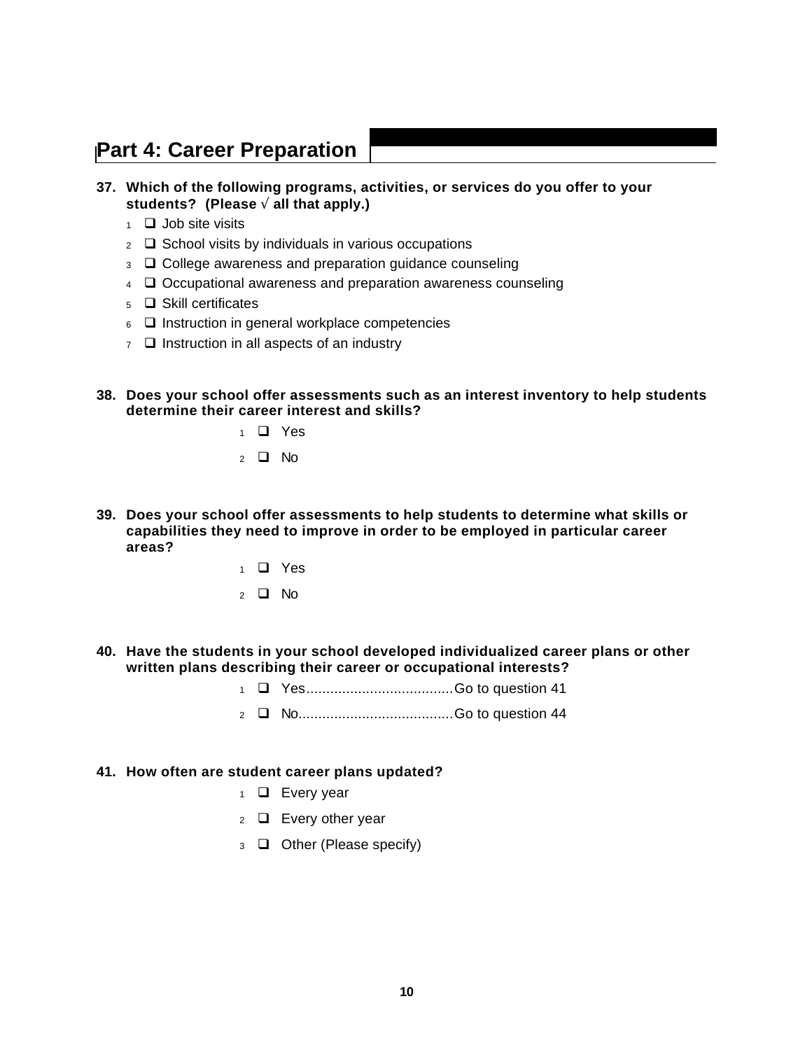## Part 4: Career Preparation

**37. Which of the following programs, activities, or services do you offer to your students? (Please √ all that apply.)**

1 ❑ Job site visits

2 ❑ School visits by individuals in various occupations

3 ❑ College awareness and preparation guidance counseling

4 ❑ Occupational awareness and preparation awareness counseling

5 ❑ Skill certificates

6 ❑ Instruction in general workplace competencies

7 ❑ Instruction in all aspects of an industry

**38. Does your school offer assessments such as an interest inventory to help students determine their career interest and skills?**

1 ❑ Yes

2 ❑ No

**39. Does your school offer assessments to help students to determine what skills or capabilities they need to improve in order to be employed in particular career areas?**

1 ❑ Yes

2 ❑ No

**40. Have the students in your school developed individualized career plans or other written plans describing their career or occupational interests?**

1 ❑ Yes....................................Go to question 41

2 ❑ No......................................Go to question 44

**41. How often are student career plans updated?**

1 ❑ Every year

2 ❑ Every other year

3 ❑ Other (Please specify)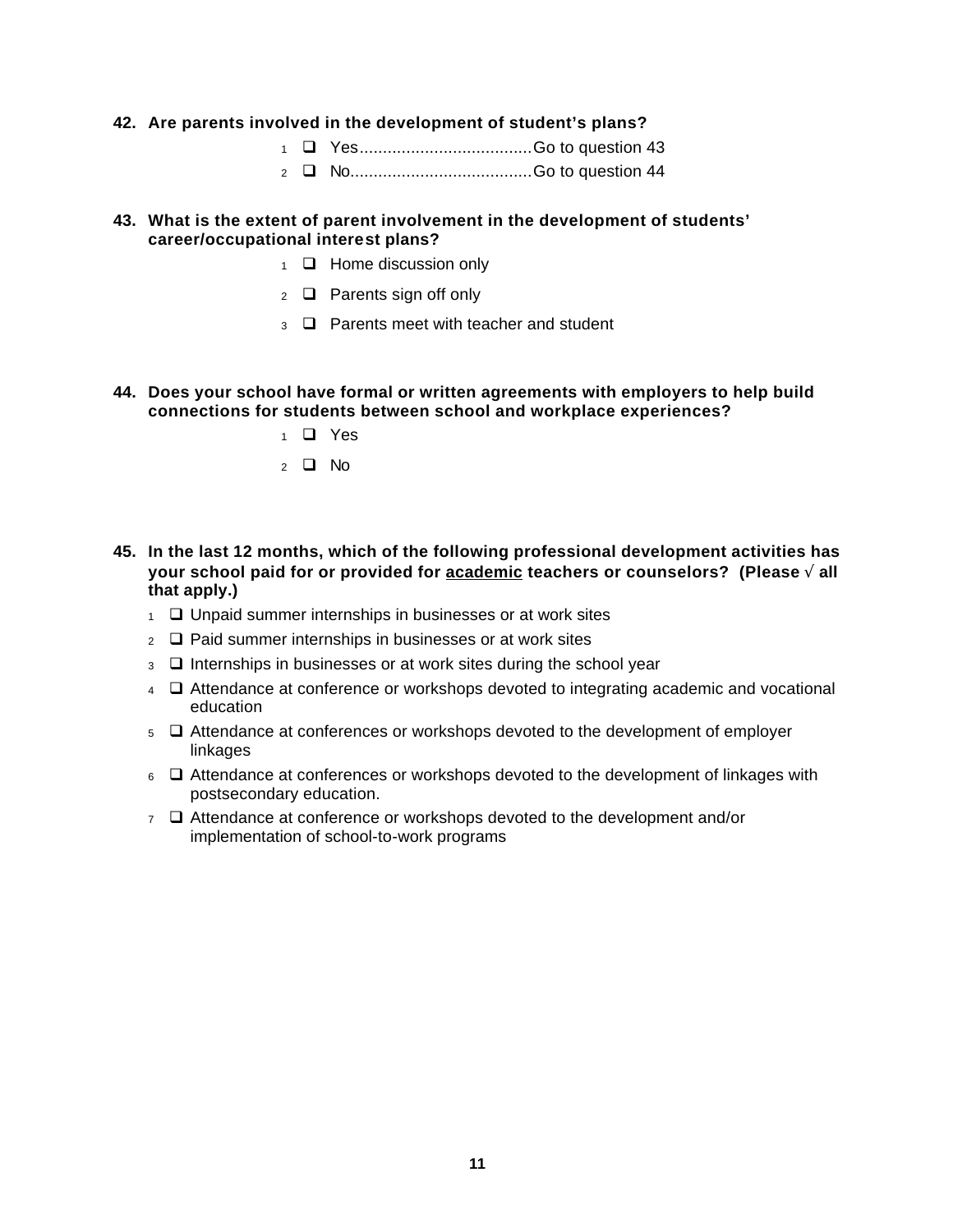**42. Are parents involved in the development of student's plans?**

1 ❑ Yes.....................................Go to question 43

2 ❑ No.......................................Go to question 44

**43. What is the extent of parent involvement in the development of students' career/occupational interest plans?**

1 ❑ Home discussion only

2 ❑ Parents sign off only

3 ❑ Parents meet with teacher and student

**44. Does your school have formal or written agreements with employers to help build connections for students between school and workplace experiences?**

1 ❑ Yes

2 ❑ No

**45. In the last 12 months, which of the following professional development activities has your school paid for or provided for <u>academic</u> teachers or counselors? (Please √ all that apply.)**

1 ❑ Unpaid summer internships in businesses or at work sites

2 ❑ Paid summer internships in businesses or at work sites

3 ❑ Internships in businesses or at work sites during the school year

4 ❑ Attendance at conference or workshops devoted to integrating academic and vocational education

5 ❑ Attendance at conferences or workshops devoted to the development of employer linkages

6 ❑ Attendance at conferences or workshops devoted to the development of linkages with postsecondary education.

7 ❑ Attendance at conference or workshops devoted to the development and/or implementation of school-to-work programs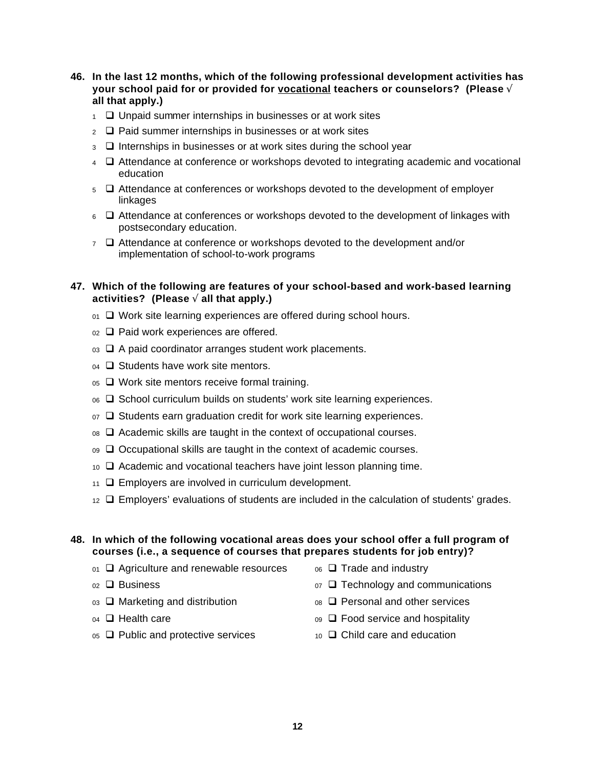**46. In the last 12 months, which of the following professional development activities has your school paid for or provided for <u>vocational</u> teachers or counselors? (Please √ all that apply.)**

- 1 ❑ Unpaid summer internships in businesses or at work sites
- 2 ❑ Paid summer internships in businesses or at work sites
- 3 ❑ Internships in businesses or at work sites during the school year
- 4 ❑ Attendance at conference or workshops devoted to integrating academic and vocational education
- 5 ❑ Attendance at conferences or workshops devoted to the development of employer linkages
- 6 ❑ Attendance at conferences or workshops devoted to the development of linkages with postsecondary education.
- 7 ❑ Attendance at conference or workshops devoted to the development and/or implementation of school-to-work programs

**47. Which of the following are features of your school-based and work-based learning activities? (Please √ all that apply.)**

- 01 ❑ Work site learning experiences are offered during school hours.
- 02 ❑ Paid work experiences are offered.
- 03 ❑ A paid coordinator arranges student work placements.
- 04 ❑ Students have work site mentors.
- 05 ❑ Work site mentors receive formal training.
- 06 ❑ School curriculum builds on students' work site learning experiences.
- 07 ❑ Students earn graduation credit for work site learning experiences.
- 08 ❑ Academic skills are taught in the context of occupational courses.
- 09 ❑ Occupational skills are taught in the context of academic courses.
- 10 ❑ Academic and vocational teachers have joint lesson planning time.
- 11 ❑ Employers are involved in curriculum development.
- 12 ❑ Employers' evaluations of students are included in the calculation of students' grades.

**48. In which of the following vocational areas does your school offer a full program of courses (i.e., a sequence of courses that prepares students for job entry)?**

- 01 ❑ Agriculture and renewable resources
- 02 ❑ Business
- 03 ❑ Marketing and distribution
- 04 ❑ Health care
- 05 ❑ Public and protective services
- 06 ❑ Trade and industry
- 07 ❑ Technology and communications
- 08 ❑ Personal and other services
- 09 ❑ Food service and hospitality
- 10 ❑ Child care and education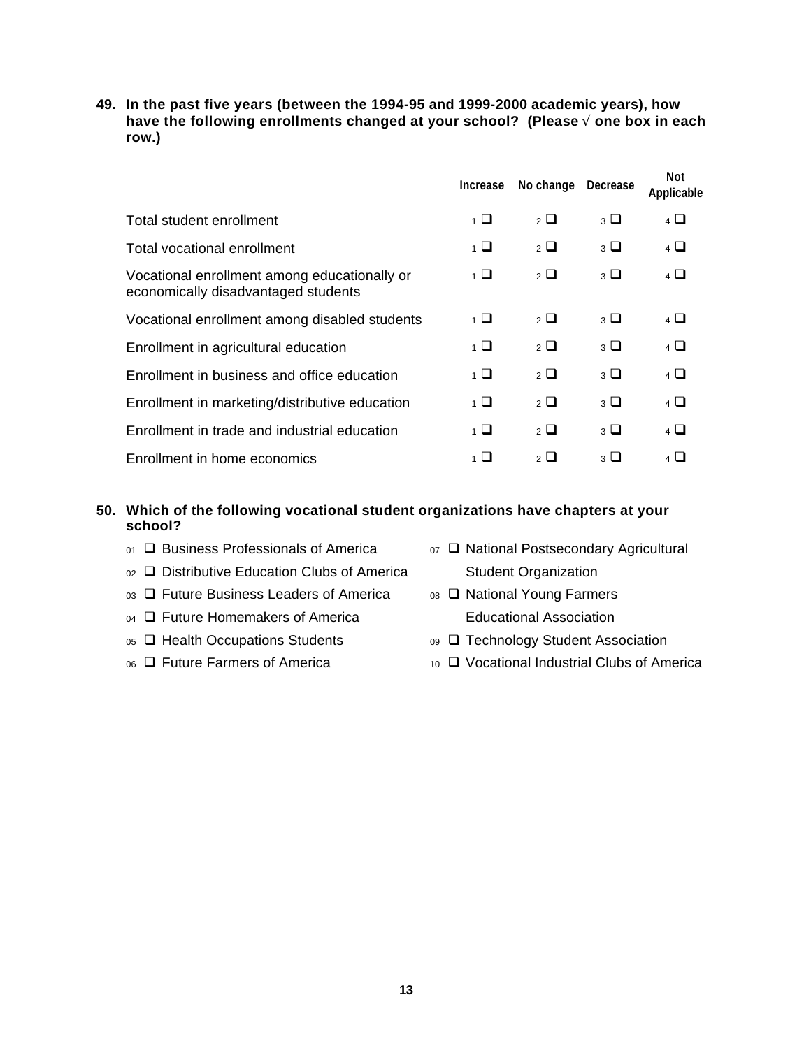**49. In the past five years (between the 1994-95 and 1999-2000 academic years), how have the following enrollments changed at your school? (Please √ one box in each row.)**

| | Increase | No change | Decrease | Not Applicable |
|---|---|---|---|---|
| Total student enrollment | 1 ❑ | 2 ❑ | 3 ❑ | 4 ❑ |
| Total vocational enrollment | 1 ❑ | 2 ❑ | 3 ❑ | 4 ❑ |
| Vocational enrollment among educationally or economically disadvantaged students | 1 ❑ | 2 ❑ | 3 ❑ | 4 ❑ |
| Vocational enrollment among disabled students | 1 ❑ | 2 ❑ | 3 ❑ | 4 ❑ |
| Enrollment in agricultural education | 1 ❑ | 2 ❑ | 3 ❑ | 4 ❑ |
| Enrollment in business and office education | 1 ❑ | 2 ❑ | 3 ❑ | 4 ❑ |
| Enrollment in marketing/distributive education | 1 ❑ | 2 ❑ | 3 ❑ | 4 ❑ |
| Enrollment in trade and industrial education | 1 ❑ | 2 ❑ | 3 ❑ | 4 ❑ |
| Enrollment in home economics | 1 ❑ | 2 ❑ | 3 ❑ | 4 ❑ |

**50. Which of the following vocational student organizations have chapters at your school?**

- 01 ❑ Business Professionals of America
- 02 ❑ Distributive Education Clubs of America
- 03 ❑ Future Business Leaders of America
- 04 ❑ Future Homemakers of America
- 05 ❑ Health Occupations Students
- 06 ❑ Future Farmers of America
- 07 ❑ National Postsecondary Agricultural Student Organization
- 08 ❑ National Young Farmers Educational Association
- 09 ❑ Technology Student Association
- 10 ❑ Vocational Industrial Clubs of America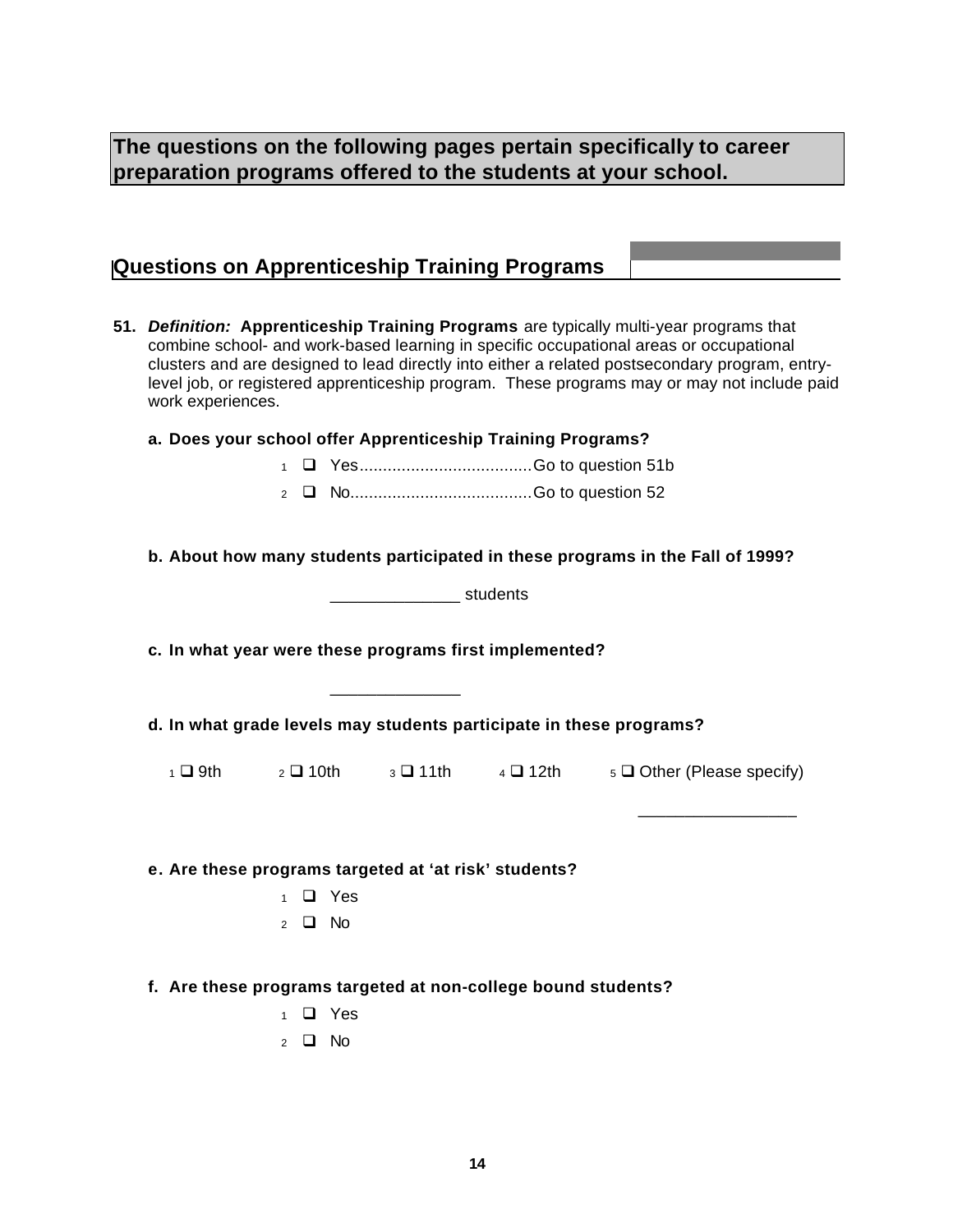**The questions on the following pages pertain specifically to career preparation programs offered to the students at your school.**

## Questions on Apprenticeship Training Programs

**51.** ***Definition:*** **Apprenticeship Training Programs** are typically multi-year programs that combine school- and work-based learning in specific occupational areas or occupational clusters and are designed to lead directly into either a related postsecondary program, entry-level job, or registered apprenticeship program. These programs may or may not include paid work experiences.

**a. Does your school offer Apprenticeship Training Programs?**

1 ❑ Yes....................................Go to question 51b

2 ❑ No......................................Go to question 52

**b. About how many students participated in these programs in the Fall of 1999?**

______________ students

**c. In what year were these programs first implemented?**

______________

**d. In what grade levels may students participate in these programs?**

1 ❑ 9th 2 ❑ 10th 3 ❑ 11th 4 ❑ 12th 5 ❑ Other (Please specify)

_________________

**e. Are these programs targeted at 'at risk' students?**

1 ❑ Yes

2 ❑ No

**f. Are these programs targeted at non-college bound students?**

1 ❑ Yes

2 ❑ No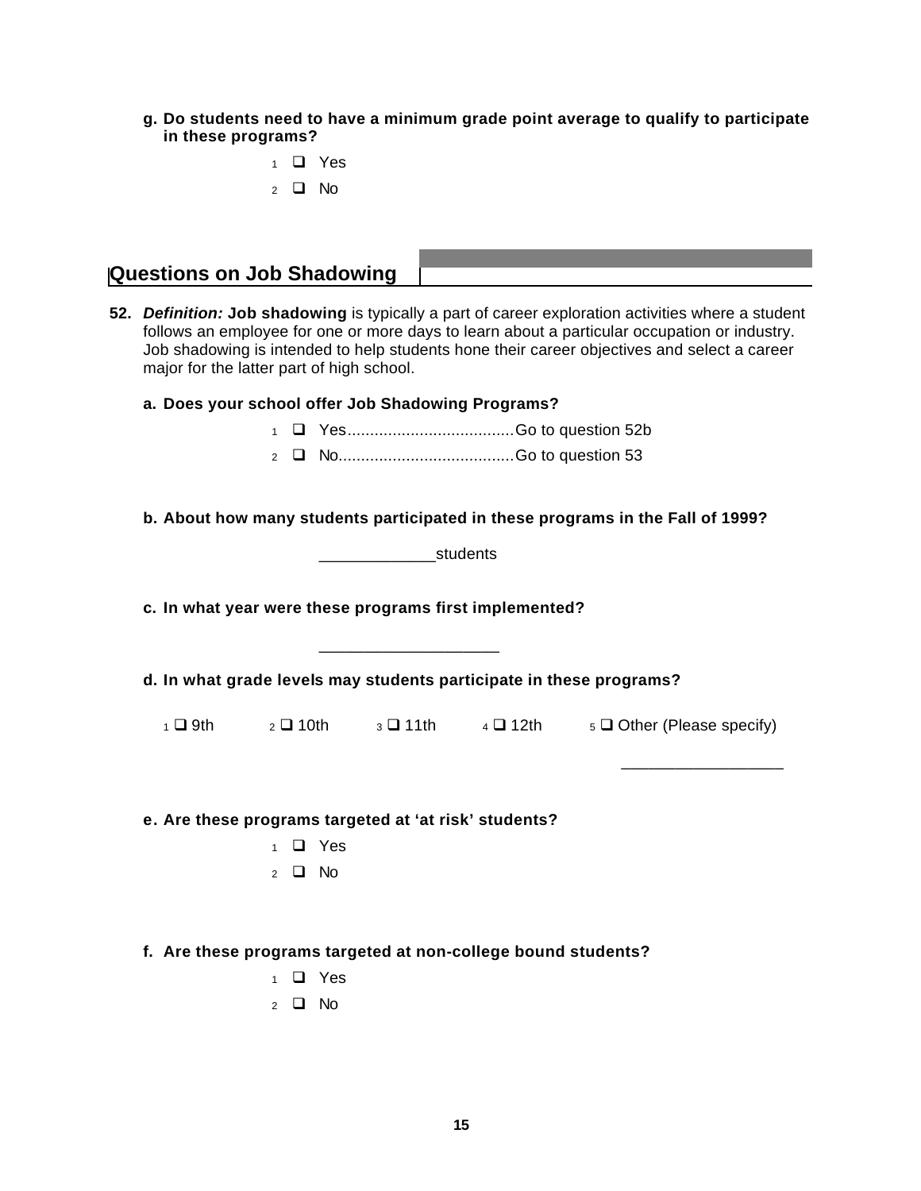**g. Do students need to have a minimum grade point average to qualify to participate in these programs?**

1 ❑ Yes

2 ❑ No

## Questions on Job Shadowing

**52.** ***Definition:*** **Job shadowing** is typically a part of career exploration activities where a student follows an employee for one or more days to learn about a particular occupation or industry. Job shadowing is intended to help students hone their career objectives and select a career major for the latter part of high school.

**a. Does your school offer Job Shadowing Programs?**

1 ❑ Yes.....................................Go to question 52b

2 ❑ No.......................................Go to question 53

**b. About how many students participated in these programs in the Fall of 1999?**

_____________students

**c. In what year were these programs first implemented?**

____________________

**d. In what grade levels may students participate in these programs?**

1 ❑ 9th 2 ❑ 10th 3 ❑ 11th 4 ❑ 12th 5 ❑ Other (Please specify)

__________________

**e. Are these programs targeted at 'at risk' students?**

1 ❑ Yes

2 ❑ No

**f. Are these programs targeted at non-college bound students?**

1 ❑ Yes

2 ❑ No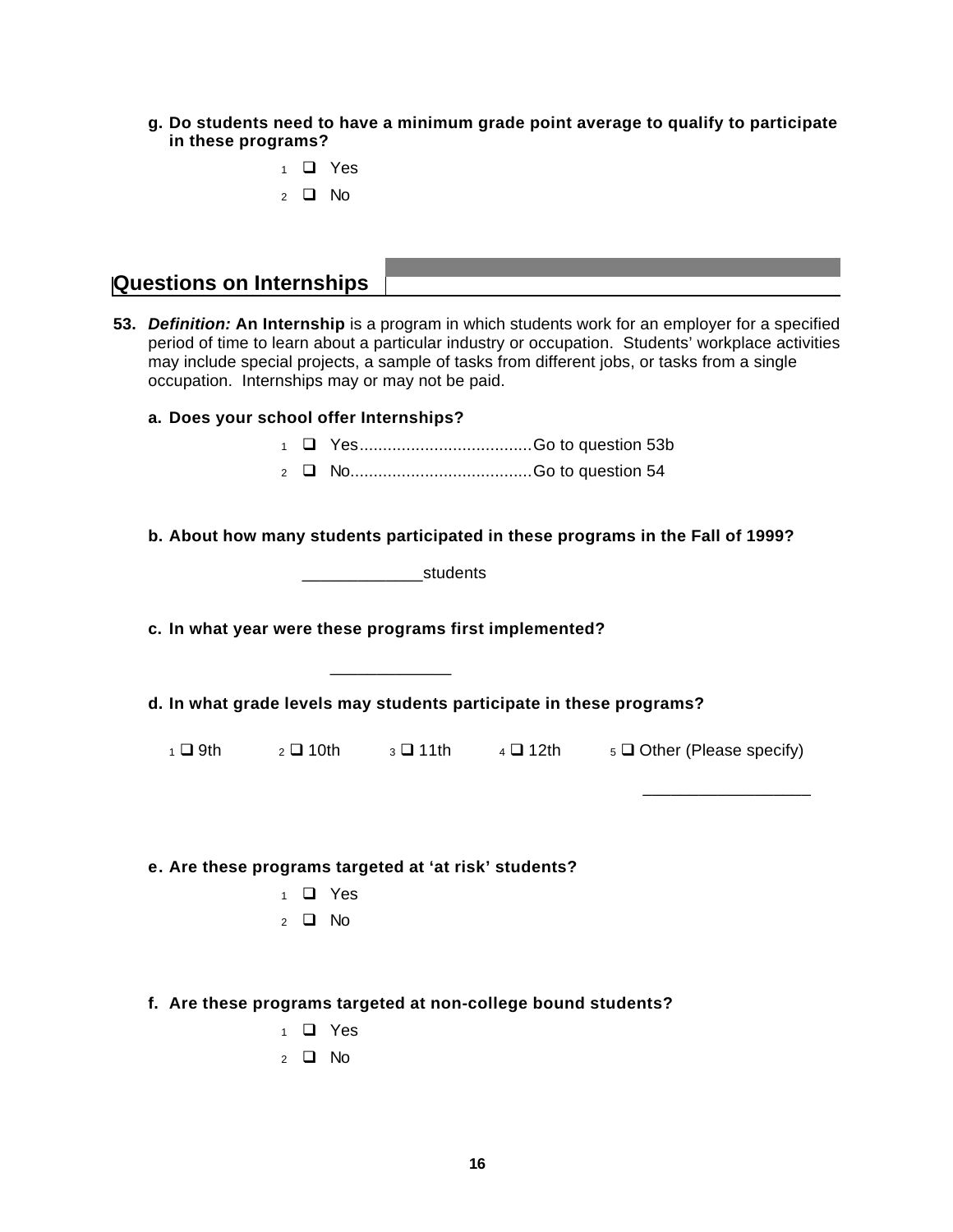**g. Do students need to have a minimum grade point average to qualify to participate in these programs?**

1 ❑ Yes

2 ❑ No

## Questions on Internships

**53.** ***Definition:*** **An Internship** is a program in which students work for an employer for a specified period of time to learn about a particular industry or occupation. Students' workplace activities may include special projects, a sample of tasks from different jobs, or tasks from a single occupation. Internships may or may not be paid.

**a. Does your school offer Internships?**

1 ❑ Yes.....................................Go to question 53b

2 ❑ No.......................................Go to question 54

**b. About how many students participated in these programs in the Fall of 1999?**

_____________students

**c. In what year were these programs first implemented?**

_____________

**d. In what grade levels may students participate in these programs?**

1 ❑ 9th    2 ❑ 10th    3 ❑ 11th    4 ❑ 12th    5 ❑ Other (Please specify)

__________________

**e. Are these programs targeted at 'at risk' students?**

1 ❑ Yes

2 ❑ No

**f. Are these programs targeted at non-college bound students?**

1 ❑ Yes

2 ❑ No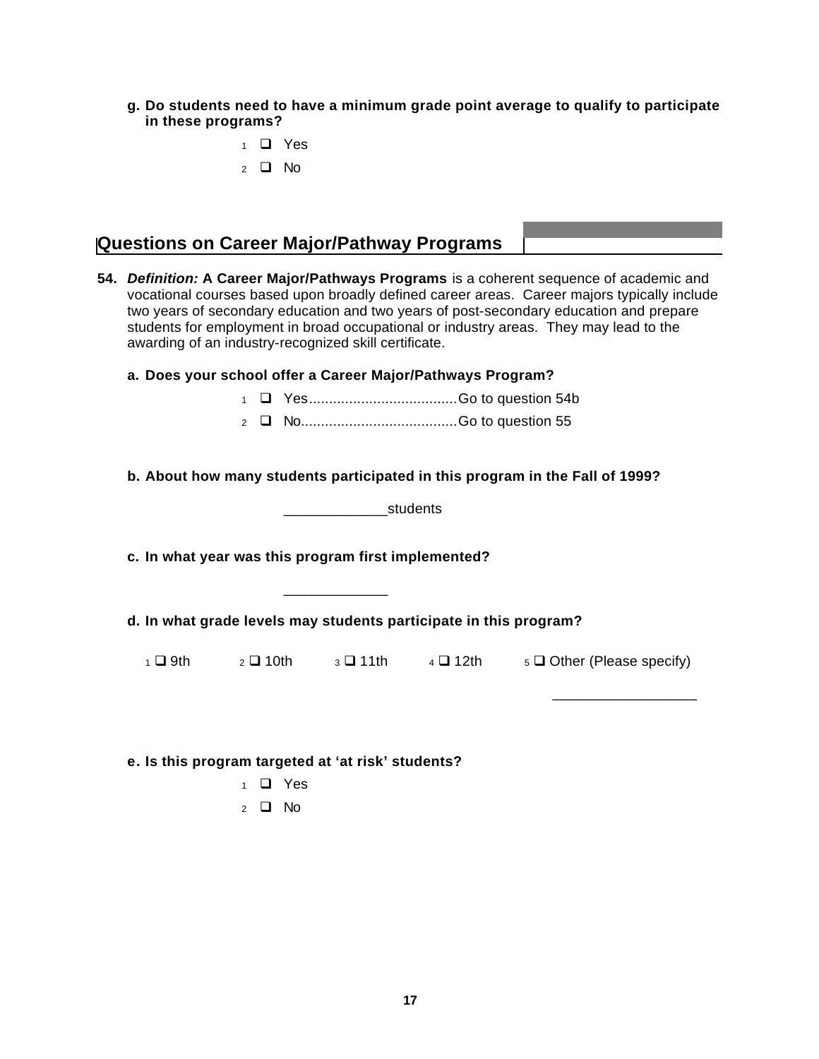**g. Do students need to have a minimum grade point average to qualify to participate in these programs?**

1 ❑ Yes

2 ❑ No

## Questions on Career Major/Pathway Programs

**54.** ***Definition:*** **A Career Major/Pathways Programs** is a coherent sequence of academic and vocational courses based upon broadly defined career areas. Career majors typically include two years of secondary education and two years of post-secondary education and prepare students for employment in broad occupational or industry areas. They may lead to the awarding of an industry-recognized skill certificate.

**a. Does your school offer a Career Major/Pathways Program?**

1 ❑ Yes.....................................Go to question 54b

2 ❑ No.......................................Go to question 55

**b. About how many students participated in this program in the Fall of 1999?**

_____________students

**c. In what year was this program first implemented?**

_____________

**d. In what grade levels may students participate in this program?**

1 ❑ 9th 2 ❑ 10th 3 ❑ 11th 4 ❑ 12th 5 ❑ Other (Please specify)

_________________

**e. Is this program targeted at 'at risk' students?**

1 ❑ Yes

2 ❑ No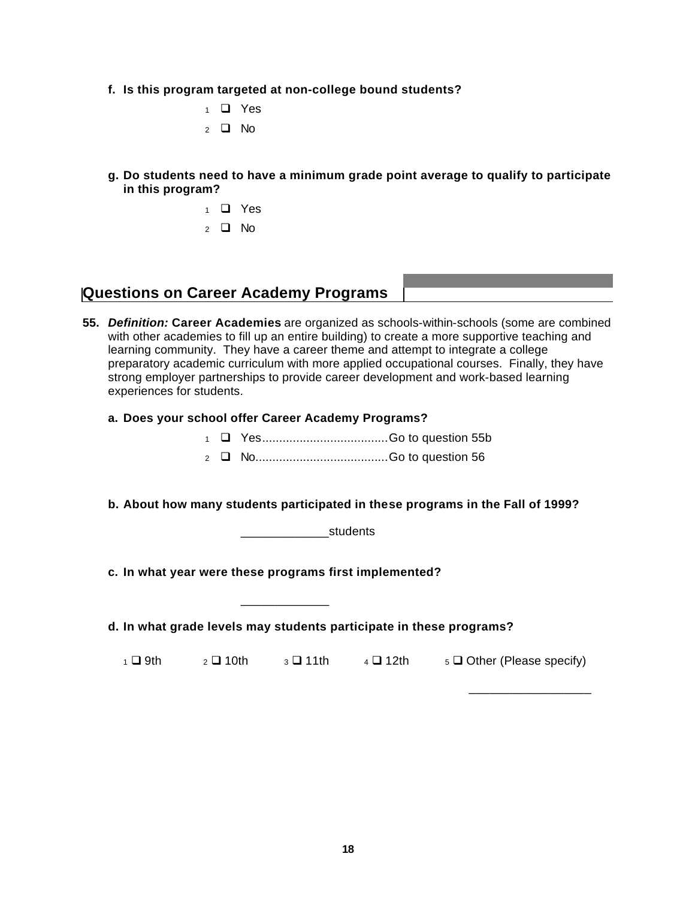**f. Is this program targeted at non-college bound students?**

1 ☐ Yes

2 ☐ No

**g. Do students need to have a minimum grade point average to qualify to participate in this program?**

1 ☐ Yes

2 ☐ No

## Questions on Career Academy Programs

**55.** ***Definition:*** **Career Academies** are organized as schools-within-schools (some are combined with other academies to fill up an entire building) to create a more supportive teaching and learning community. They have a career theme and attempt to integrate a college preparatory academic curriculum with more applied occupational courses. Finally, they have strong employer partnerships to provide career development and work-based learning experiences for students.

**a. Does your school offer Career Academy Programs?**

1 ☐ Yes.....................................Go to question 55b

2 ☐ No.......................................Go to question 56

**b. About how many students participated in these programs in the Fall of 1999?**

_____________students

**c. In what year were these programs first implemented?**

_____________

**d. In what grade levels may students participate in these programs?**

1 ☐ 9th 2 ☐ 10th 3 ☐ 11th 4 ☐ 12th 5 ☐ Other (Please specify)

__________________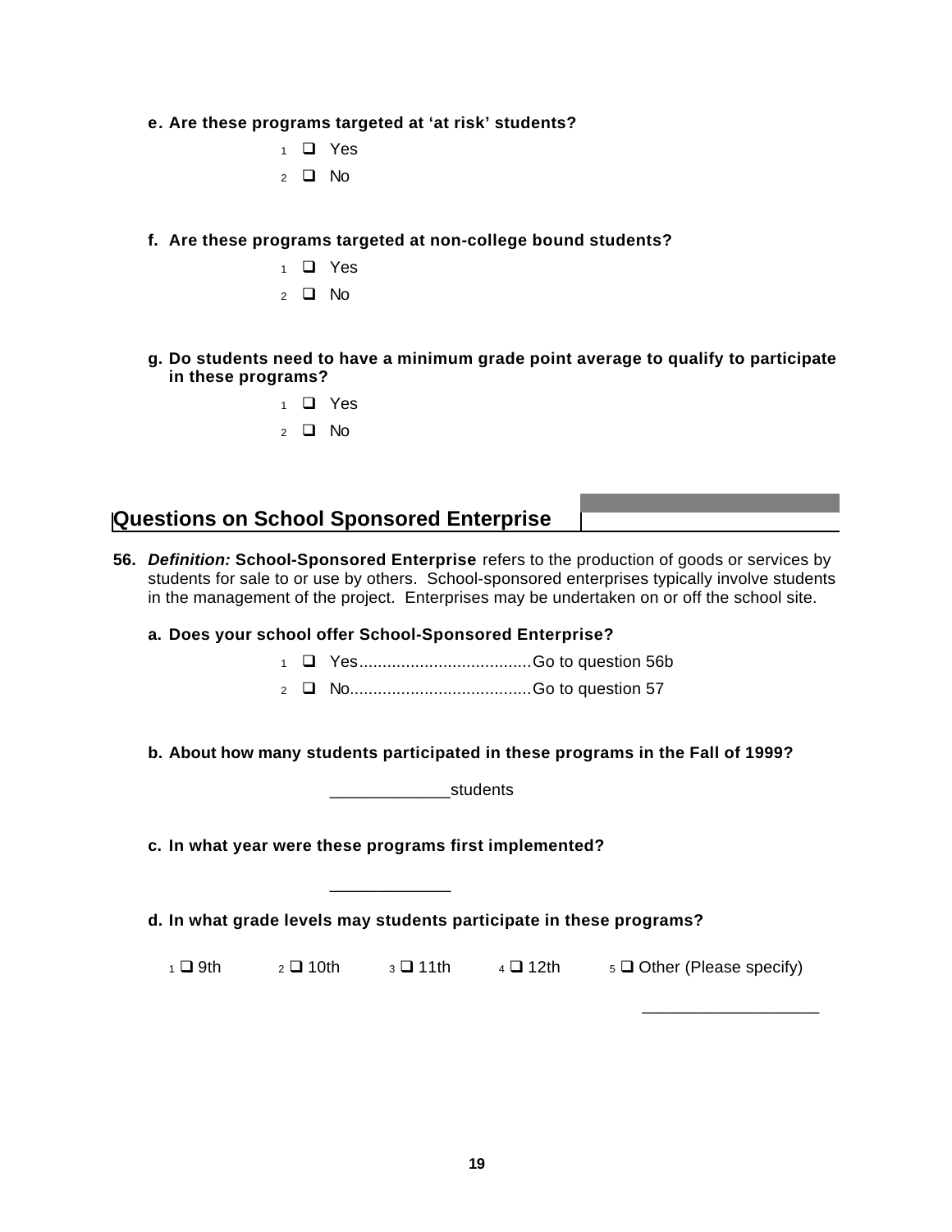**e. Are these programs targeted at 'at risk' students?**

1 ❑ Yes

2 ❑ No

**f. Are these programs targeted at non-college bound students?**

1 ❑ Yes

2 ❑ No

**g. Do students need to have a minimum grade point average to qualify to participate in these programs?**

1 ❑ Yes

2 ❑ No

## Questions on School Sponsored Enterprise

**56.** ***Definition:*** **School-Sponsored Enterprise** refers to the production of goods or services by students for sale to or use by others. School-sponsored enterprises typically involve students in the management of the project. Enterprises may be undertaken on or off the school site.

**a. Does your school offer School-Sponsored Enterprise?**

1 ❑ Yes.....................................Go to question 56b

2 ❑ No.......................................Go to question 57

**b. About how many students participated in these programs in the Fall of 1999?**

_____________students

**c. In what year were these programs first implemented?**

_____________

**d. In what grade levels may students participate in these programs?**

1 ❑ 9th 2 ❑ 10th 3 ❑ 11th 4 ❑ 12th 5 ❑ Other (Please specify)

___________________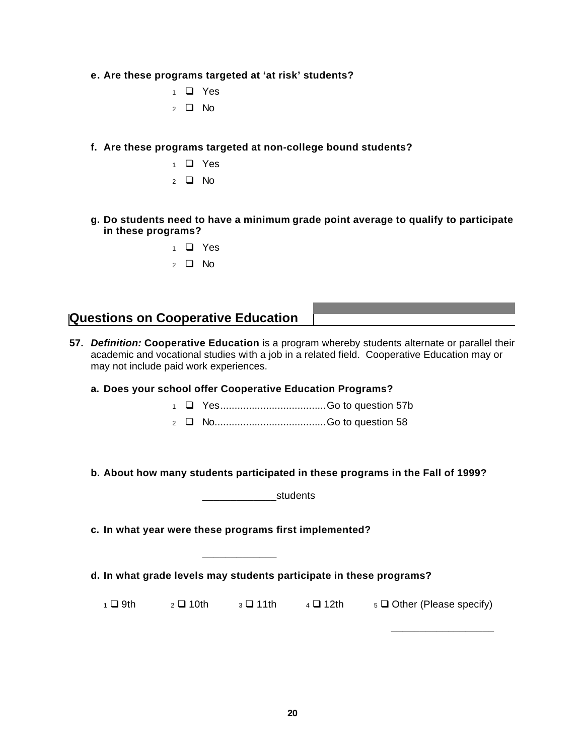**e. Are these programs targeted at 'at risk' students?**

- 1 ❑ Yes
- 2 ❑ No

**f. Are these programs targeted at non-college bound students?**

- 1 ❑ Yes
- 2 ❑ No

**g. Do students need to have a minimum grade point average to qualify to participate in these programs?**

- 1 ❑ Yes
- 2 ❑ No

## Questions on Cooperative Education

**57.** ***Definition:*** **Cooperative Education** is a program whereby students alternate or parallel their academic and vocational studies with a job in a related field. Cooperative Education may or may not include paid work experiences.

**a. Does your school offer Cooperative Education Programs?**

- 1 ❑ Yes....................................Go to question 57b
- 2 ❑ No.......................................Go to question 58

**b. About how many students participated in these programs in the Fall of 1999?**

_____________students

**c. In what year were these programs first implemented?**

_____________

**d. In what grade levels may students participate in these programs?**

1 ❑ 9th    2 ❑ 10th    3 ❑ 11th    4 ❑ 12th    5 ❑ Other (Please specify)

__________________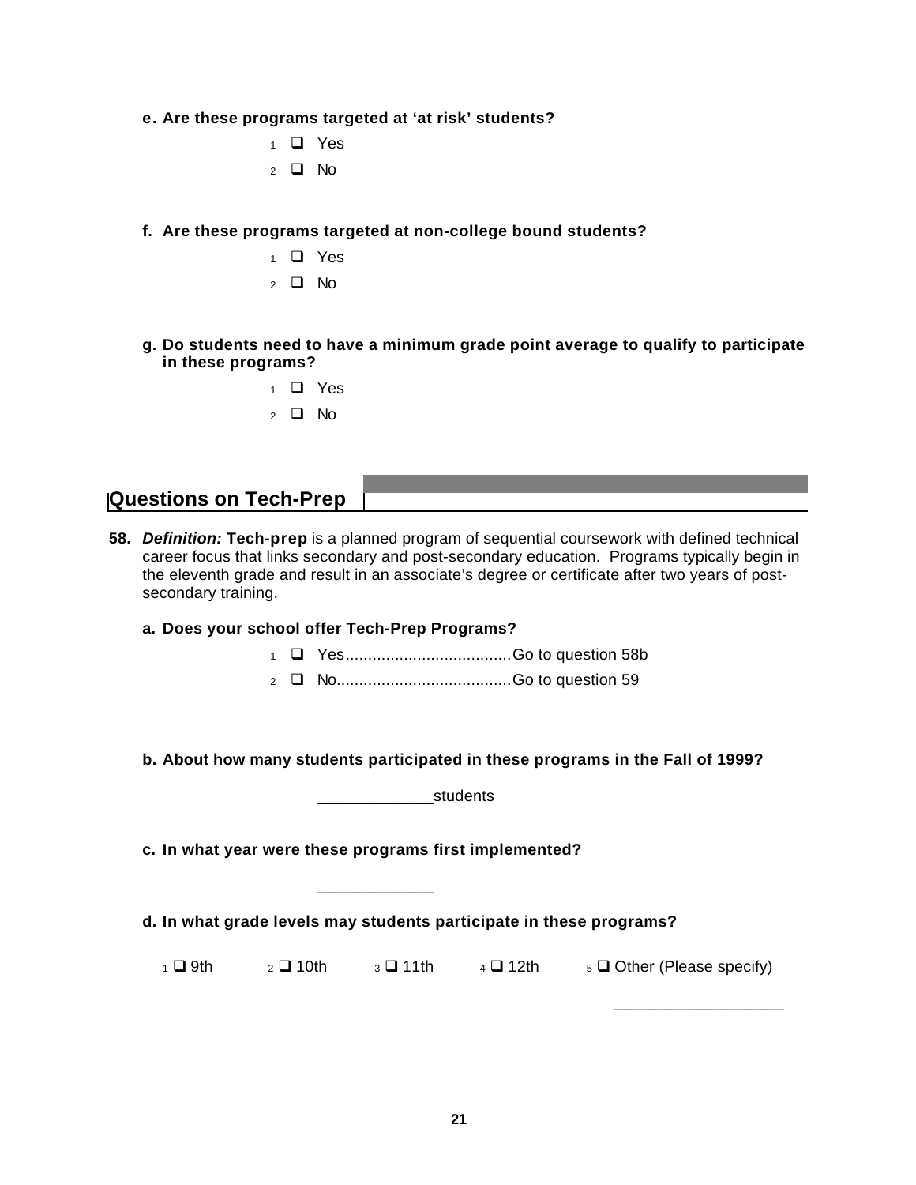**e. Are these programs targeted at 'at risk' students?**

1 ❑ Yes

2 ❑ No

**f. Are these programs targeted at non-college bound students?**

1 ❑ Yes

2 ❑ No

**g. Do students need to have a minimum grade point average to qualify to participate in these programs?**

1 ❑ Yes

2 ❑ No

## Questions on Tech-Prep

**58.** ***Definition:*** **Tech-prep** is a planned program of sequential coursework with defined technical career focus that links secondary and post-secondary education. Programs typically begin in the eleventh grade and result in an associate's degree or certificate after two years of post-secondary training.

**a. Does your school offer Tech-Prep Programs?**

1 ❑ Yes.....................................Go to question 58b

2 ❑ No.......................................Go to question 59

**b. About how many students participated in these programs in the Fall of 1999?**

_____________students

**c. In what year were these programs first implemented?**

_____________

**d. In what grade levels may students participate in these programs?**

1 ❑ 9th  2 ❑ 10th  3 ❑ 11th  4 ❑ 12th  5 ❑ Other (Please specify)

___________________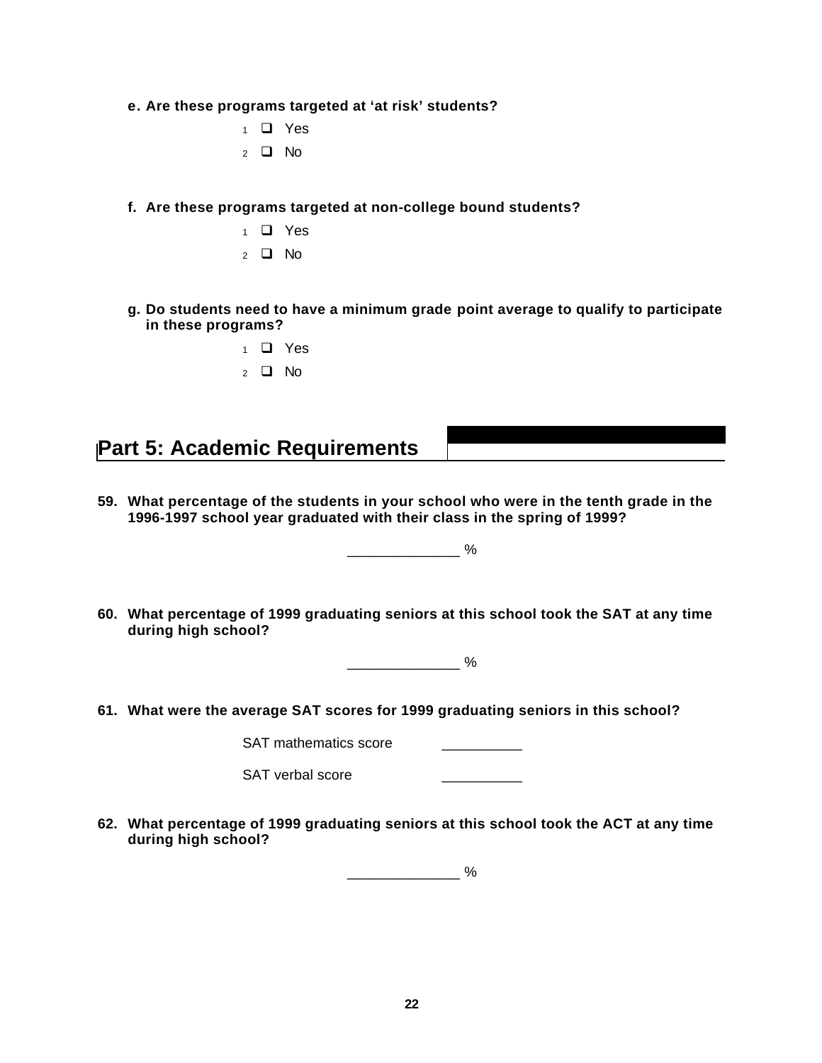**e. Are these programs targeted at 'at risk' students?**

1 ❑ Yes

2 ❑ No

**f. Are these programs targeted at non-college bound students?**

1 ❑ Yes

2 ❑ No

**g. Do students need to have a minimum grade point average to qualify to participate in these programs?**

1 ❑ Yes

2 ❑ No

## Part 5: Academic Requirements

**59. What percentage of the students in your school who were in the tenth grade in the 1996-1997 school year graduated with their class in the spring of 1999?**

______________ %

**60. What percentage of 1999 graduating seniors at this school took the SAT at any time during high school?**

______________ %

**61. What were the average SAT scores for 1999 graduating seniors in this school?**

SAT mathematics score __________

SAT verbal score __________

**62. What percentage of 1999 graduating seniors at this school took the ACT at any time during high school?**

______________ %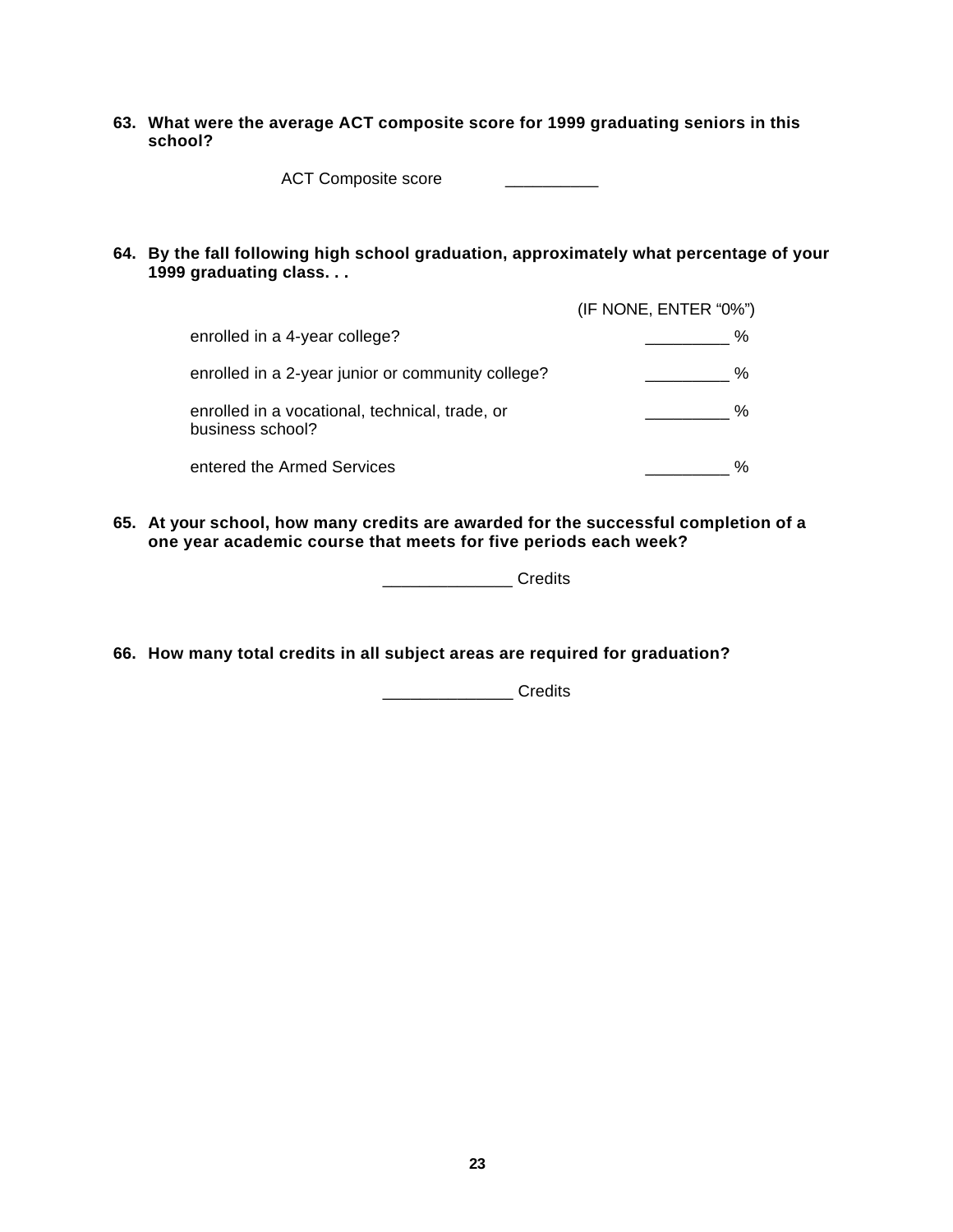**63. What were the average ACT composite score for 1999 graduating seniors in this school?**

ACT Composite score __________

**64. By the fall following high school graduation, approximately what percentage of your 1999 graduating class. . .**

| | (IF NONE, ENTER "0%") |
|---|---|
| enrolled in a 4-year college? | _________ % |
| enrolled in a 2-year junior or community college? | _________ % |
| enrolled in a vocational, technical, trade, or business school? | _________ % |
| entered the Armed Services | _________ % |

**65. At your school, how many credits are awarded for the successful completion of a one year academic course that meets for five periods each week?**

_____________ Credits

**66. How many total credits in all subject areas are required for graduation?**

_____________ Credits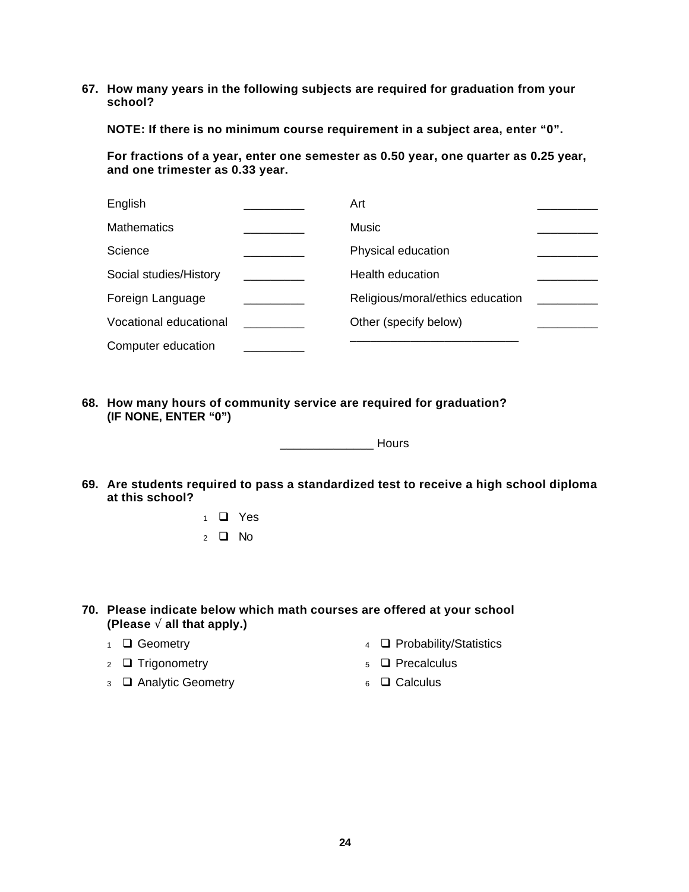**67. How many years in the following subjects are required for graduation from your school?**

**NOTE: If there is no minimum course requirement in a subject area, enter "0".**

**For fractions of a year, enter one semester as 0.50 year, one quarter as 0.25 year, and one trimester as 0.33 year.**

| | | | |
|---|---|---|---|
| English | _________ | Art | _________ |
| Mathematics | _________ | Music | _________ |
| Science | _________ | Physical education | _________ |
| Social studies/History | _________ | Health education | _________ |
| Foreign Language | _________ | Religious/moral/ethics education | _________ |
| Vocational educational | _________ | Other (specify below) | _________ |
| Computer education | _________ | _________________________ | |

**68. How many hours of community service are required for graduation? (IF NONE, ENTER "0")**

_____________ Hours

**69. Are students required to pass a standardized test to receive a high school diploma at this school?**

1 ❑ Yes

2 ❑ No

**70. Please indicate below which math courses are offered at your school (Please √ all that apply.)**

1 ❑ Geometry

2 ❑ Trigonometry

3 ❑ Analytic Geometry

4 ❑ Probability/Statistics

5 ❑ Precalculus

6 ❑ Calculus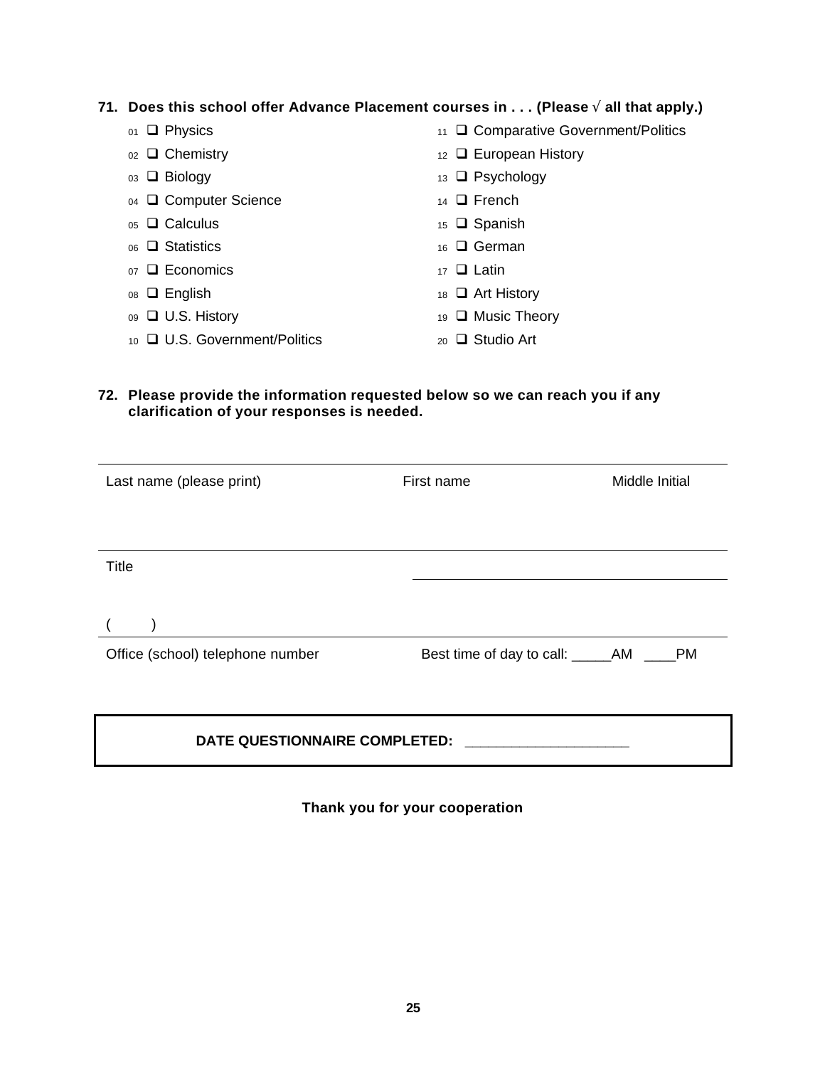**71. Does this school offer Advance Placement courses in . . . (Please √ all that apply.)**

- 01 ❑ Physics
- 02 ❑ Chemistry
- 03 ❑ Biology
- 04 ❑ Computer Science
- 05 ❑ Calculus
- 06 ❑ Statistics
- 07 ❑ Economics
- 08 ❑ English
- 09 ❑ U.S. History
- 10 ❑ U.S. Government/Politics
- 11 ❑ Comparative Government/Politics
- 12 ❑ European History
- 13 ❑ Psychology
- 14 ❑ French
- 15 ❑ Spanish
- 16 ❑ German
- 17 ❑ Latin
- 18 ❑ Art History
- 19 ❑ Music Theory
- 20 ❑ Studio Art

**72. Please provide the information requested below so we can reach you if any clarification of your responses is needed.**

Last name (please print) First name Middle Initial

Title

( )

Office (school) telephone number Best time of day to call: _____AM ____PM

**DATE QUESTIONNAIRE COMPLETED: ____________________**

**Thank you for your cooperation**